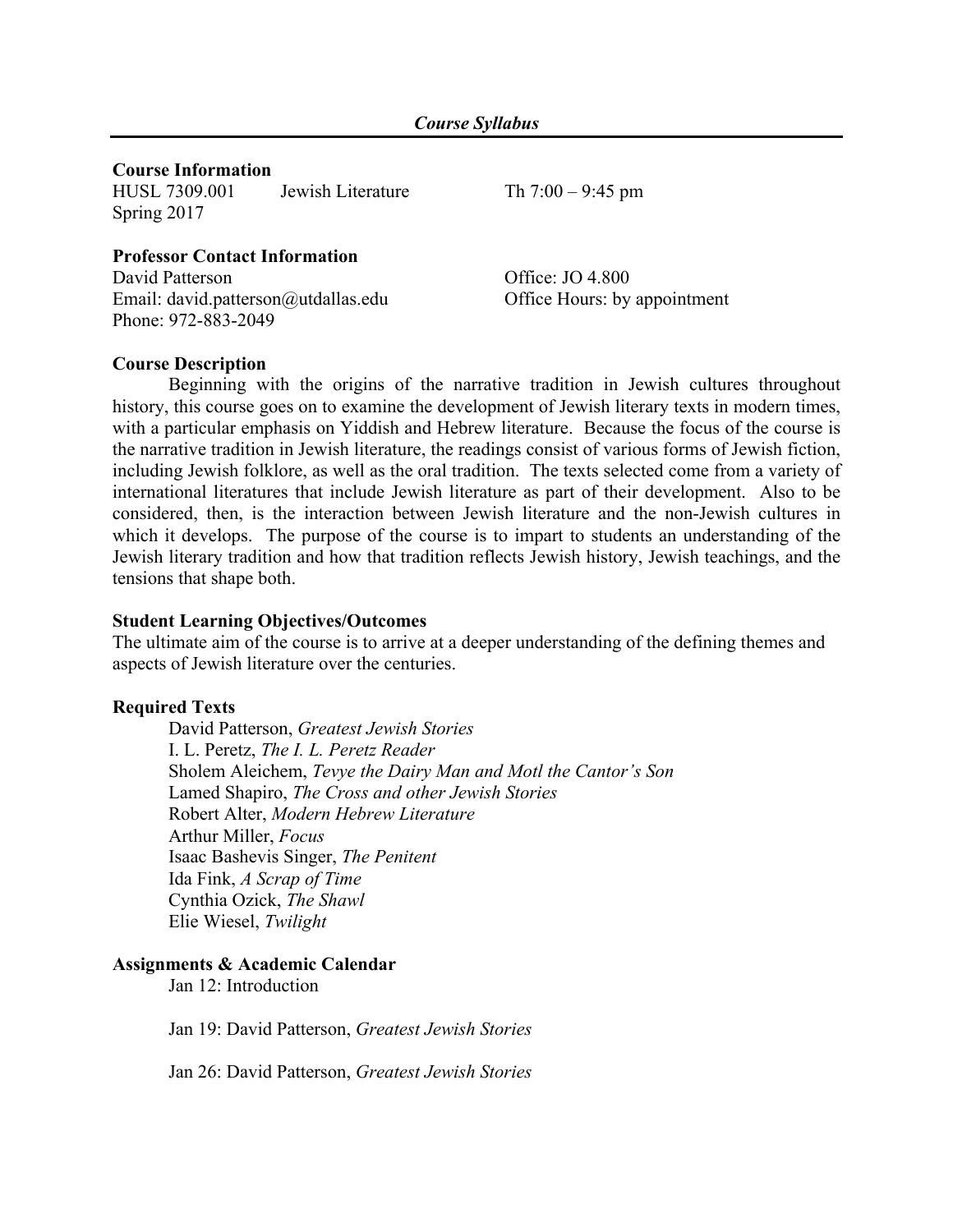*Course Syllabus*

**Course Information**

HUSL 7309.001 Jewish Literature Th 7:00 – 9:45 pm

Spring 2017

**Professor Contact Information**

David Patterson

Email: david.patterson@utdallas.edu

Phone: 972-883-2049

Office: JO 4.800

Office Hours: by appointment

**Course Description**

Beginning with the origins of the narrative tradition in Jewish cultures throughout history, this course goes on to examine the development of Jewish literary texts in modern times, with a particular emphasis on Yiddish and Hebrew literature. Because the focus of the course is the narrative tradition in Jewish literature, the readings consist of various forms of Jewish fiction, including Jewish folklore, as well as the oral tradition. The texts selected come from a variety of international literatures that include Jewish literature as part of their development. Also to be considered, then, is the interaction between Jewish literature and the non-Jewish cultures in which it develops. The purpose of the course is to impart to students an understanding of the Jewish literary tradition and how that tradition reflects Jewish history, Jewish teachings, and the tensions that shape both.

**Student Learning Objectives/Outcomes**

The ultimate aim of the course is to arrive at a deeper understanding of the defining themes and aspects of Jewish literature over the centuries.

**Required Texts**

David Patterson, *Greatest Jewish Stories*
I. L. Peretz, *The I. L. Peretz Reader*
Sholem Aleichem, *Tevye the Dairy Man and Motl the Cantor's Son*
Lamed Shapiro, *The Cross and other Jewish Stories*
Robert Alter, *Modern Hebrew Literature*
Arthur Miller, *Focus*
Isaac Bashevis Singer, *The Penitent*
Ida Fink, *A Scrap of Time*
Cynthia Ozick, *The Shawl*
Elie Wiesel, *Twilight*

**Assignments & Academic Calendar**

Jan 12: Introduction

Jan 19: David Patterson, *Greatest Jewish Stories*

Jan 26: David Patterson, *Greatest Jewish Stories*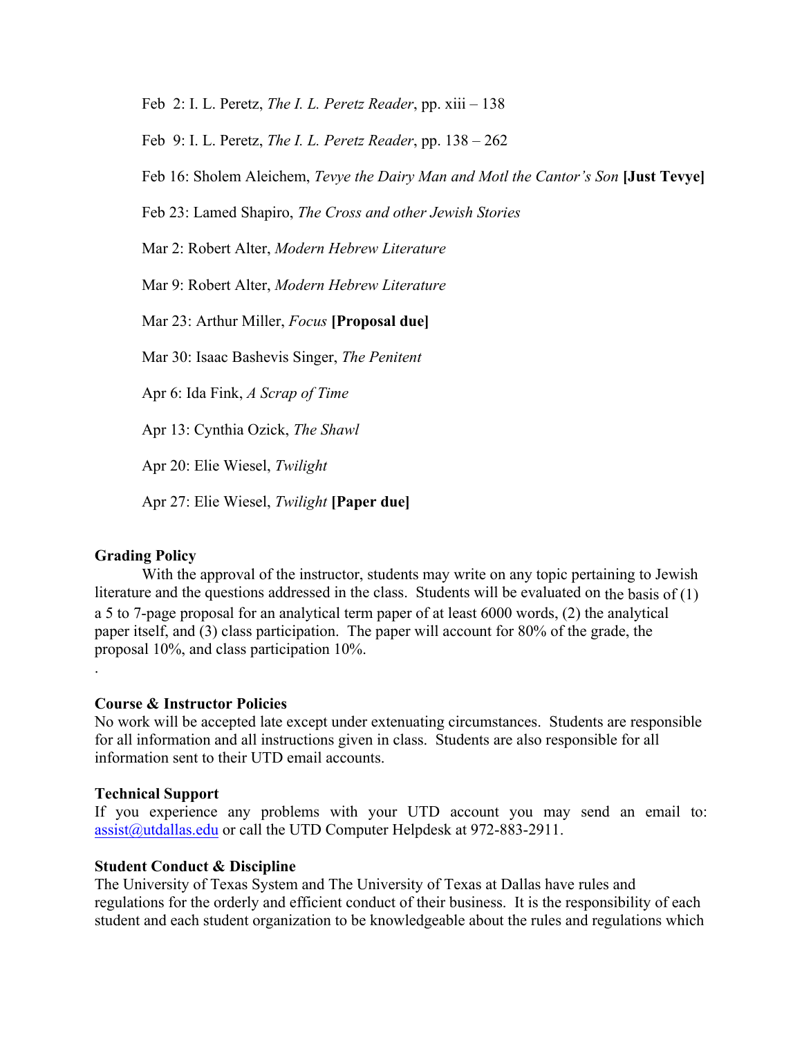Feb 2: I. L. Peretz, *The I. L. Peretz Reader*, pp. xiii – 138

Feb 9: I. L. Peretz, *The I. L. Peretz Reader*, pp. 138 – 262

Feb 16: Sholem Aleichem, *Tevye the Dairy Man and Motl the Cantor's Son* **[Just Tevye]**

Feb 23: Lamed Shapiro, *The Cross and other Jewish Stories*

Mar 2: Robert Alter, *Modern Hebrew Literature*

Mar 9: Robert Alter, *Modern Hebrew Literature*

Mar 23: Arthur Miller, *Focus* **[Proposal due]**

Mar 30: Isaac Bashevis Singer, *The Penitent*

Apr 6: Ida Fink, *A Scrap of Time*

Apr 13: Cynthia Ozick, *The Shawl*

Apr 20: Elie Wiesel, *Twilight*

Apr 27: Elie Wiesel, *Twilight* **[Paper due]**

**Grading Policy**

With the approval of the instructor, students may write on any topic pertaining to Jewish literature and the questions addressed in the class. Students will be evaluated on the basis of (1) a 5 to 7-page proposal for an analytical term paper of at least 6000 words, (2) the analytical paper itself, and (3) class participation. The paper will account for 80% of the grade, the proposal 10%, and class participation 10%.

.

**Course & Instructor Policies**

No work will be accepted late except under extenuating circumstances. Students are responsible for all information and all instructions given in class. Students are also responsible for all information sent to their UTD email accounts.

**Technical Support**

If you experience any problems with your UTD account you may send an email to: assist@utdallas.edu or call the UTD Computer Helpdesk at 972-883-2911.

**Student Conduct & Discipline**

The University of Texas System and The University of Texas at Dallas have rules and regulations for the orderly and efficient conduct of their business. It is the responsibility of each student and each student organization to be knowledgeable about the rules and regulations which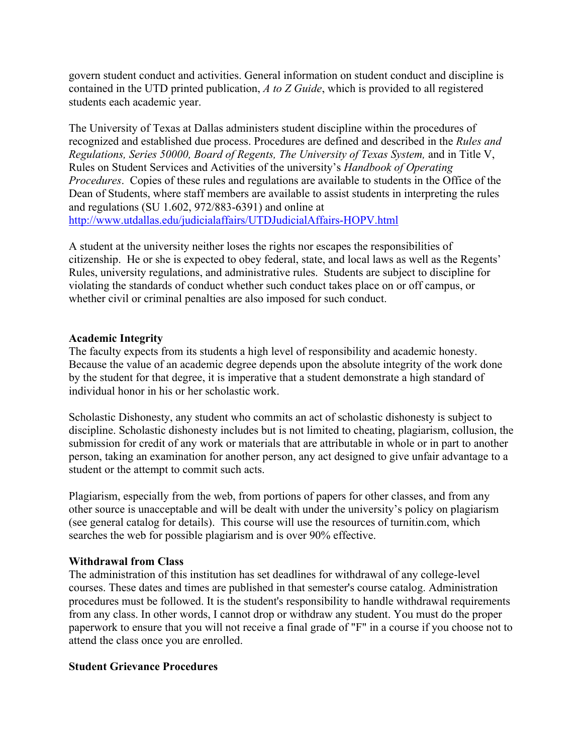govern student conduct and activities. General information on student conduct and discipline is contained in the UTD printed publication, *A to Z Guide*, which is provided to all registered students each academic year.

The University of Texas at Dallas administers student discipline within the procedures of recognized and established due process. Procedures are defined and described in the *Rules and Regulations, Series 50000, Board of Regents, The University of Texas System,* and in Title V, Rules on Student Services and Activities of the university's *Handbook of Operating Procedures*. Copies of these rules and regulations are available to students in the Office of the Dean of Students, where staff members are available to assist students in interpreting the rules and regulations (SU 1.602, 972/883-6391) and online at http://www.utdallas.edu/judicialaffairs/UTDJudicialAffairs-HOPV.html

A student at the university neither loses the rights nor escapes the responsibilities of citizenship. He or she is expected to obey federal, state, and local laws as well as the Regents' Rules, university regulations, and administrative rules. Students are subject to discipline for violating the standards of conduct whether such conduct takes place on or off campus, or whether civil or criminal penalties are also imposed for such conduct.

**Academic Integrity**

The faculty expects from its students a high level of responsibility and academic honesty. Because the value of an academic degree depends upon the absolute integrity of the work done by the student for that degree, it is imperative that a student demonstrate a high standard of individual honor in his or her scholastic work.

Scholastic Dishonesty, any student who commits an act of scholastic dishonesty is subject to discipline. Scholastic dishonesty includes but is not limited to cheating, plagiarism, collusion, the submission for credit of any work or materials that are attributable in whole or in part to another person, taking an examination for another person, any act designed to give unfair advantage to a student or the attempt to commit such acts.

Plagiarism, especially from the web, from portions of papers for other classes, and from any other source is unacceptable and will be dealt with under the university's policy on plagiarism (see general catalog for details). This course will use the resources of turnitin.com, which searches the web for possible plagiarism and is over 90% effective.

**Withdrawal from Class**

The administration of this institution has set deadlines for withdrawal of any college-level courses. These dates and times are published in that semester's course catalog. Administration procedures must be followed. It is the student's responsibility to handle withdrawal requirements from any class. In other words, I cannot drop or withdraw any student. You must do the proper paperwork to ensure that you will not receive a final grade of "F" in a course if you choose not to attend the class once you are enrolled.

**Student Grievance Procedures**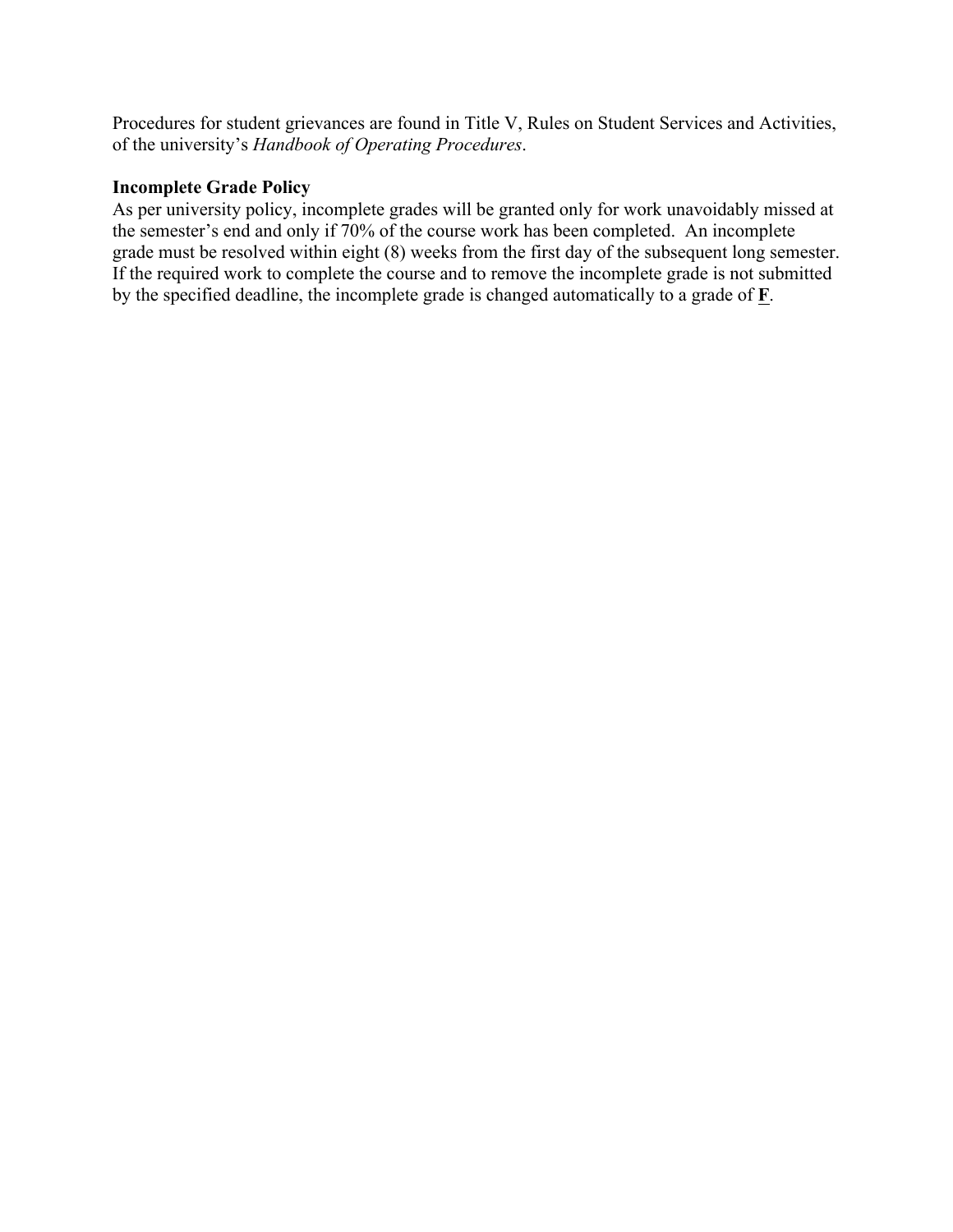Procedures for student grievances are found in Title V, Rules on Student Services and Activities, of the university's *Handbook of Operating Procedures*.

**Incomplete Grade Policy**

As per university policy, incomplete grades will be granted only for work unavoidably missed at the semester's end and only if 70% of the course work has been completed. An incomplete grade must be resolved within eight (8) weeks from the first day of the subsequent long semester. If the required work to complete the course and to remove the incomplete grade is not submitted by the specified deadline, the incomplete grade is changed automatically to a grade of **F**.